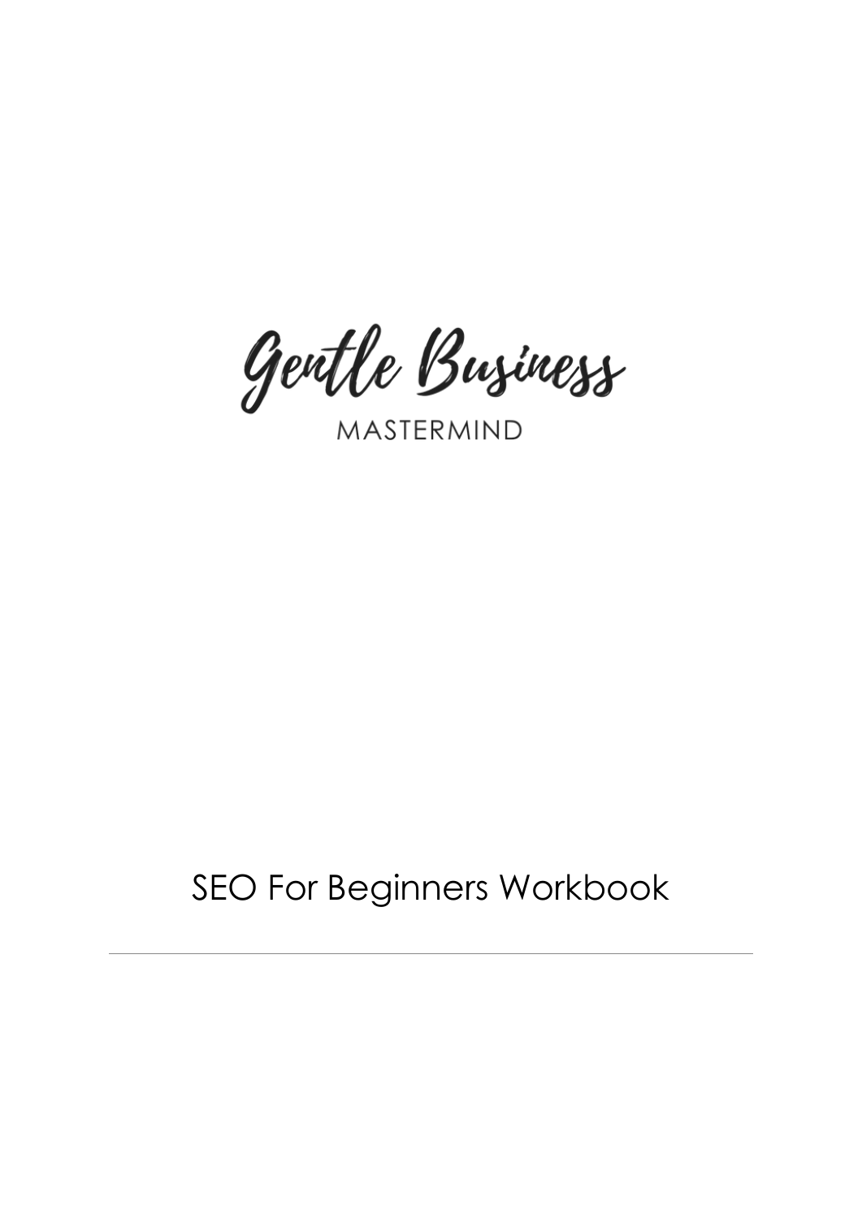Gentle Business

MASTERMIND

# SEO For Beginners Workbook

---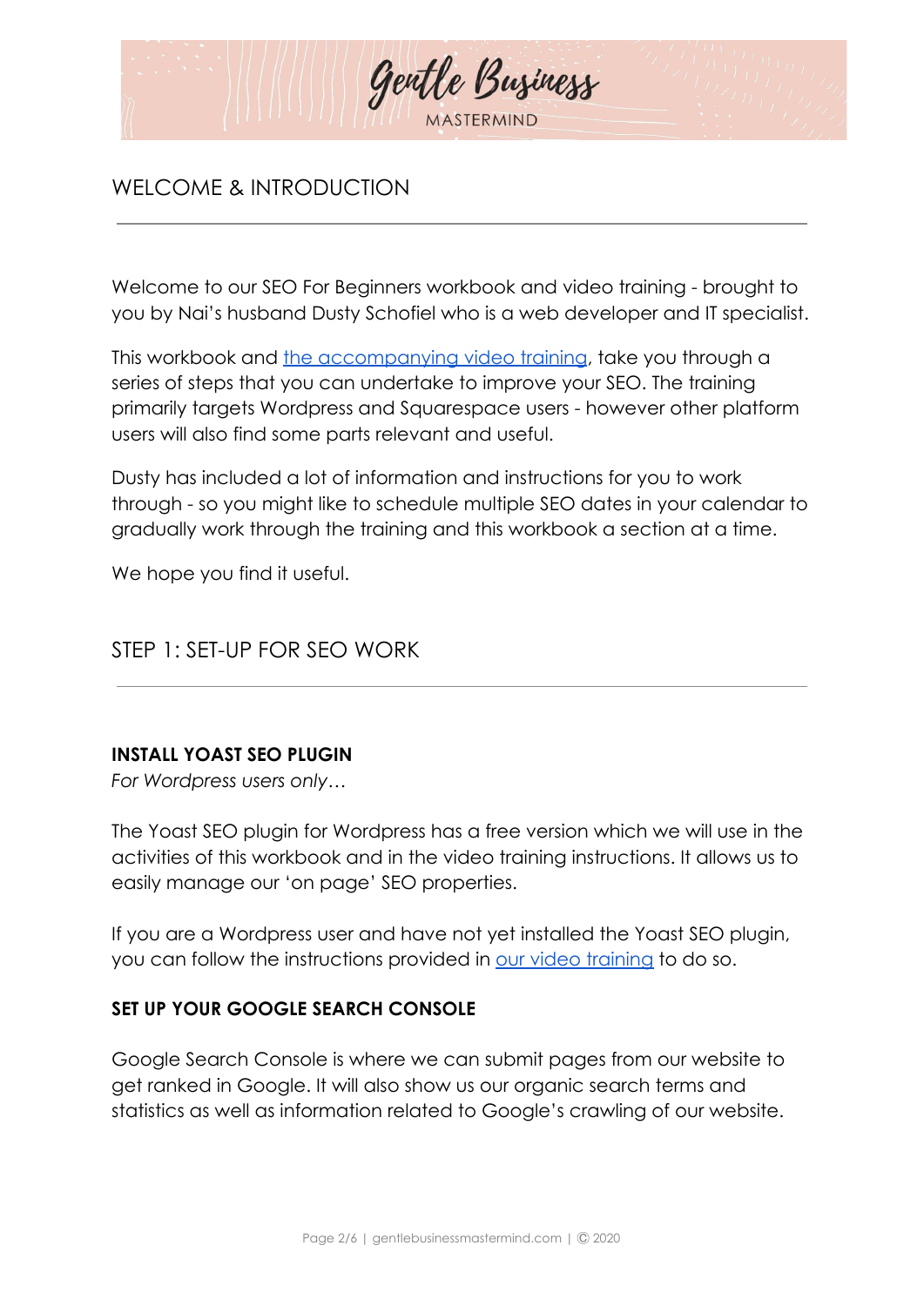## WELCOME & INTRODUCTION

Welcome to our SEO For Beginners workbook and video training - brought to you by Nai's husband Dusty Schofiel who is a web developer and IT specialist.

This workbook and [the accompanying video training](), take you through a series of steps that you can undertake to improve your SEO. The training primarily targets Wordpress and Squarespace users - however other platform users will also find some parts relevant and useful.

Dusty has included a lot of information and instructions for you to work through - so you might like to schedule multiple SEO dates in your calendar to gradually work through the training and this workbook a section at a time.

We hope you find it useful.

## STEP 1: SET-UP FOR SEO WORK

### INSTALL YOAST SEO PLUGIN

*For Wordpress users only…*

The Yoast SEO plugin for Wordpress has a free version which we will use in the activities of this workbook and in the video training instructions. It allows us to easily manage our 'on page' SEO properties.

If you are a Wordpress user and have not yet installed the Yoast SEO plugin, you can follow the instructions provided in [our video training]() to do so.

### SET UP YOUR GOOGLE SEARCH CONSOLE

Google Search Console is where we can submit pages from our website to get ranked in Google. It will also show us our organic search terms and statistics as well as information related to Google's crawling of our website.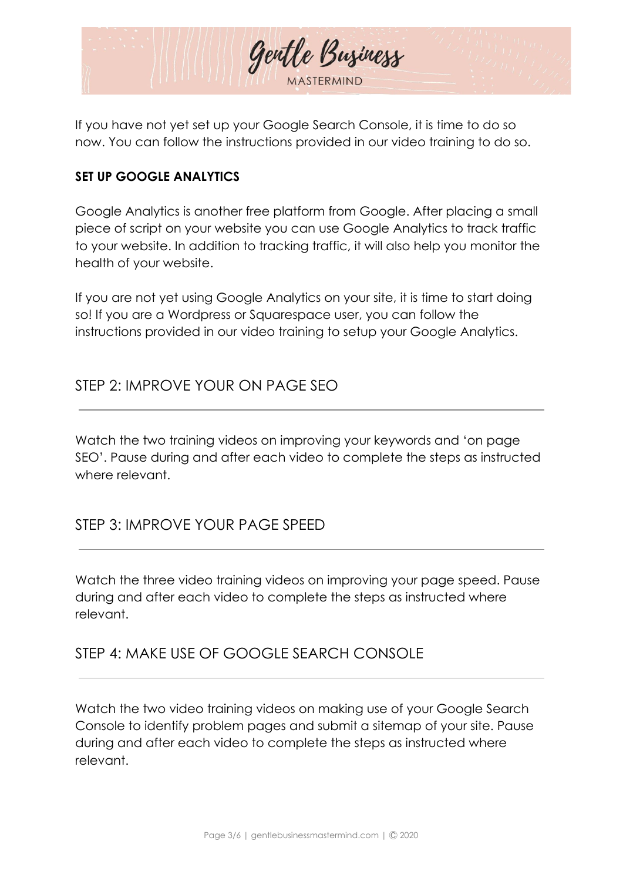If you have not yet set up your Google Search Console, it is time to do so now. You can follow the instructions provided in our video training to do so.

**SET UP GOOGLE ANALYTICS**

Google Analytics is another free platform from Google. After placing a small piece of script on your website you can use Google Analytics to track traffic to your website. In addition to tracking traffic, it will also help you monitor the health of your website.

If you are not yet using Google Analytics on your site, it is time to start doing so! If you are a Wordpress or Squarespace user, you can follow the instructions provided in our video training to setup your Google Analytics.

## STEP 2: IMPROVE YOUR ON PAGE SEO

Watch the two training videos on improving your keywords and 'on page SEO'. Pause during and after each video to complete the steps as instructed where relevant.

## STEP 3: IMPROVE YOUR PAGE SPEED

Watch the three video training videos on improving your page speed. Pause during and after each video to complete the steps as instructed where relevant.

## STEP 4: MAKE USE OF GOOGLE SEARCH CONSOLE

Watch the two video training videos on making use of your Google Search Console to identify problem pages and submit a sitemap of your site. Pause during and after each video to complete the steps as instructed where relevant.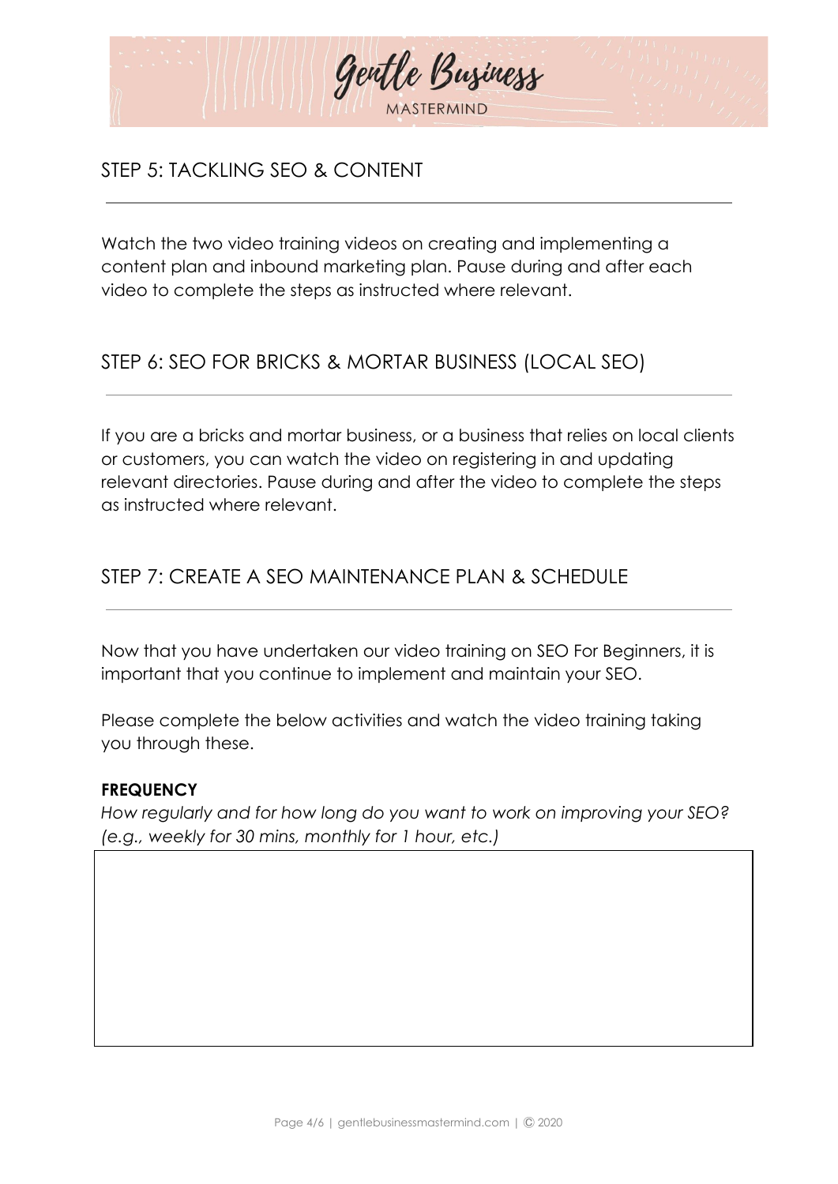## STEP 5: TACKLING SEO & CONTENT

Watch the two video training videos on creating and implementing a content plan and inbound marketing plan. Pause during and after each video to complete the steps as instructed where relevant.

## STEP 6: SEO FOR BRICKS & MORTAR BUSINESS (LOCAL SEO)

If you are a bricks and mortar business, or a business that relies on local clients or customers, you can watch the video on registering in and updating relevant directories. Pause during and after the video to complete the steps as instructed where relevant.

## STEP 7: CREATE A SEO MAINTENANCE PLAN & SCHEDULE

Now that you have undertaken our video training on SEO For Beginners, it is important that you continue to implement and maintain your SEO.

Please complete the below activities and watch the video training taking you through these.

**FREQUENCY**

*How regularly and for how long do you want to work on improving your SEO? (e.g., weekly for 30 mins, monthly for 1 hour, etc.)*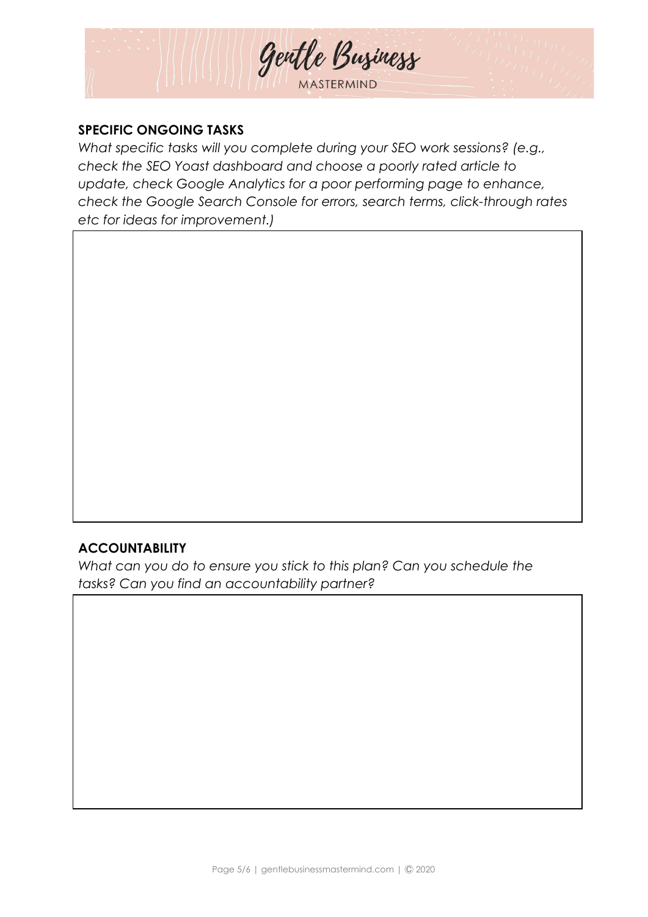## SPECIFIC ONGOING TASKS

*What specific tasks will you complete during your SEO work sessions? (e.g., check the SEO Yoast dashboard and choose a poorly rated article to update, check Google Analytics for a poor performing page to enhance, check the Google Search Console for errors, search terms, click-through rates etc for ideas for improvement.)*

## ACCOUNTABILITY

*What can you do to ensure you stick to this plan? Can you schedule the tasks? Can you find an accountability partner?*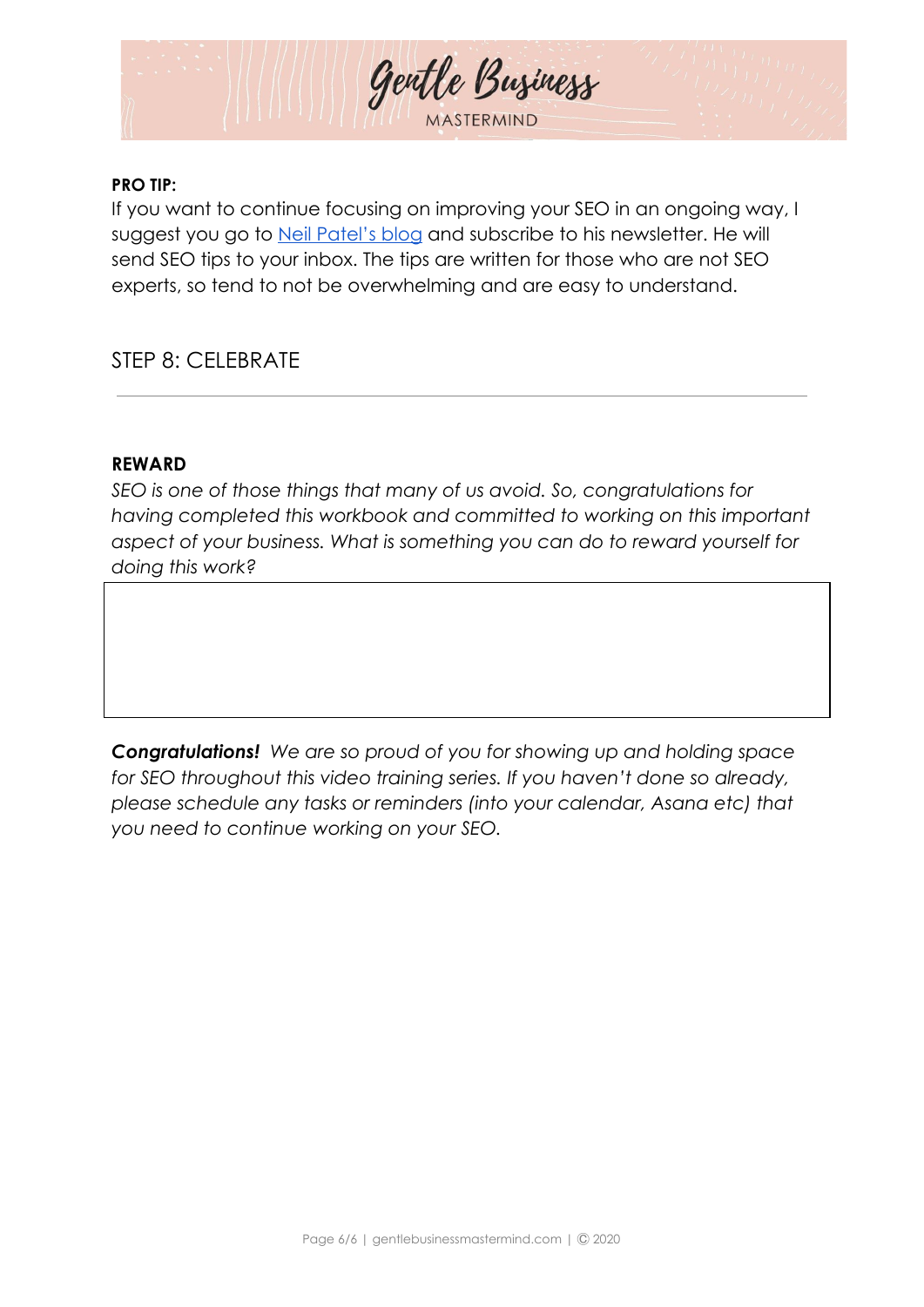**PRO TIP:**

If you want to continue focusing on improving your SEO in an ongoing way, I suggest you go to Neil Patel's blog and subscribe to his newsletter. He will send SEO tips to your inbox. The tips are written for those who are not SEO experts, so tend to not be overwhelming and are easy to understand.

## STEP 8: CELEBRATE

---

**REWARD**

*SEO is one of those things that many of us avoid. So, congratulations for having completed this workbook and committed to working on this important aspect of your business. What is something you can do to reward yourself for doing this work?*

| |
|---|
| |

***Congratulations!*** *We are so proud of you for showing up and holding space for SEO throughout this video training series. If you haven't done so already, please schedule any tasks or reminders (into your calendar, Asana etc) that you need to continue working on your SEO.*